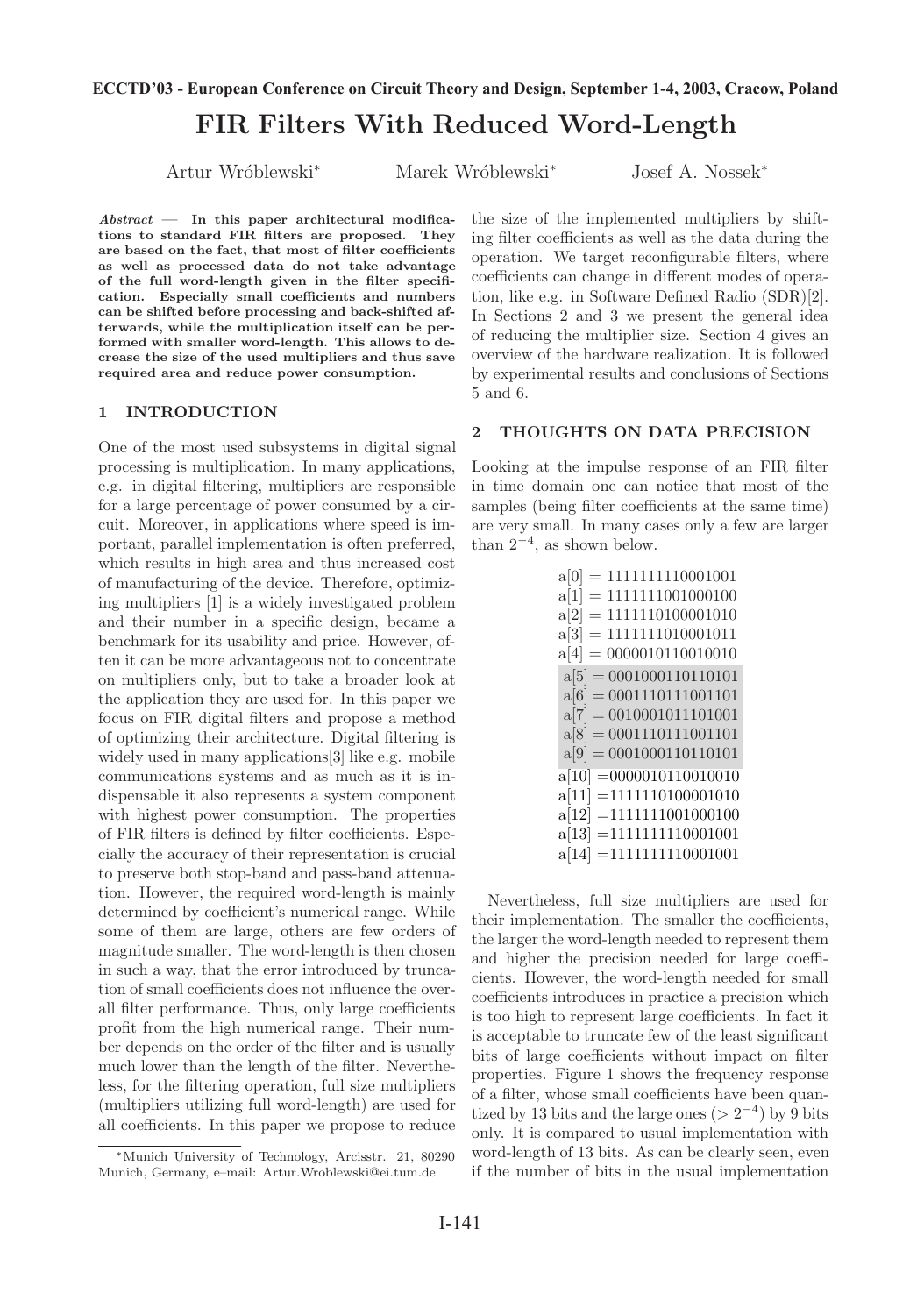# FIR Filters With Reduced Word-Length

Artur Wróblewski*  Marek Wróblewski*  Josef A. Nossek*

***Abstract* — In this paper architectural modifications to standard FIR filters are proposed. They are based on the fact, that most of filter coefficients as well as processed data do not take advantage of the full word-length given in the filter specification. Especially small coefficients and numbers can be shifted before processing and back-shifted afterwards, while the multiplication itself can be performed with smaller word-length. This allows to decrease the size of the used multipliers and thus save required area and reduce power consumption.**

## 1 INTRODUCTION

One of the most used subsystems in digital signal processing is multiplication. In many applications, e.g. in digital filtering, multipliers are responsible for a large percentage of power consumed by a circuit. Moreover, in applications where speed is important, parallel implementation is often preferred, which results in high area and thus increased cost of manufacturing of the device. Therefore, optimizing multipliers [1] is a widely investigated problem and their number in a specific design, became a benchmark for its usability and price. However, often it can be more advantageous not to concentrate on multipliers only, but to take a broader look at the application they are used for. In this paper we focus on FIR digital filters and propose a method of optimizing their architecture. Digital filtering is widely used in many applications[3] like e.g. mobile communications systems and as much as it is indispensable it also represents a system component with highest power consumption. The properties of FIR filters is defined by filter coefficients. Especially the accuracy of their representation is crucial to preserve both stop-band and pass-band attenuation. However, the required word-length is mainly determined by coefficient's numerical range. While some of them are large, others are few orders of magnitude smaller. The word-length is then chosen in such a way, that the error introduced by truncation of small coefficients does not influence the overall filter performance. Thus, only large coefficients profit from the high numerical range. Their number depends on the order of the filter and is usually much lower than the length of the filter. Nevertheless, for the filtering operation, full size multipliers (multipliers utilizing full word-length) are used for all coefficients. In this paper we propose to reduce the size of the implemented multipliers by shifting filter coefficients as well as the data during the operation. We target reconfigurable filters, where coefficients can change in different modes of operation, like e.g. in Software Defined Radio (SDR)[2]. In Sections 2 and 3 we present the general idea of reducing the multiplier size. Section 4 gives an overview of the hardware realization. It is followed by experimental results and conclusions of Sections 5 and 6.

## 2 THOUGHTS ON DATA PRECISION

Looking at the impulse response of an FIR filter in time domain one can notice that most of the samples (being filter coefficients at the same time) are very small. In many cases only a few are larger than $2^{-4}$, as shown below.

a[0] = 1111111110001001
a[1] = 1111111001000100
a[2] = 1111110100001010
a[3] = 1111111010001011
a[4] = 0000010110010010
a[5] = 0001000110110101
a[6] = 0001110111001101
a[7] = 0010001011101001
a[8] = 0001110111001101
a[9] = 0001000110110101
a[10] = 0000010110010010
a[11] = 1111110100001010
a[12] = 1111111001000100
a[13] = 1111111110001001
a[14] = 1111111110001001

Nevertheless, full size multipliers are used for their implementation. The smaller the coefficients, the larger the word-length needed to represent them and higher the precision needed for large coefficients. However, the word-length needed for small coefficients introduces in practice a precision which is too high to represent large coefficients. In fact it is acceptable to truncate few of the least significant bits of large coefficients without impact on filter properties. Figure 1 shows the frequency response of a filter, whose small coefficients have been quantized by 13 bits and the large ones ($> 2^{-4}$) by 9 bits only. It is compared to usual implementation with word-length of 13 bits. As can be clearly seen, even if the number of bits in the usual implementation

*Munich University of Technology, Arcisstr. 21, 80290 Munich, Germany, e–mail: Artur.Wroblewski@ei.tum.de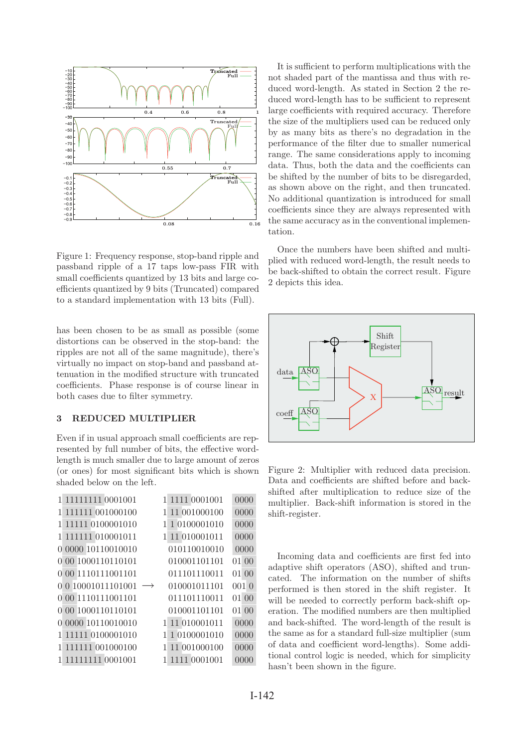Figure 1: Frequency response, stop-band ripple and passband ripple of a 17 taps low-pass FIR with small coefficients quantized by 13 bits and large coefficients quantized by 9 bits (Truncated) compared to a standard implementation with 13 bits (Full).

has been chosen to be as small as possible (some distortions can be observed in the stop-band: the ripples are not all of the same magnitude), there's virtually no impact on stop-band and passband attenuation in the modified structure with truncated coefficients. Phase response is of course linear in both cases due to filter symmetry.

## 3 REDUCED MULTIPLIER

Even if in usual approach small coefficients are represented by full number of bits, the effective word-length is much smaller due to large amount of zeros (or ones) for most significant bits which is shown shaded below on the left.

| Original | | Shifted | Shift |
|---|---|---|---|
| 1 11111111 0001001 | | 1 1111 0001001 | 0000 |
| 1 111111 001000100 | | 1 11 001000100 | 0000 |
| 1 11111 0100001010 | | 1 1 0100001010 | 0000 |
| 1 111111 010001011 | | 1 11 010001011 | 0000 |
| 0 0000 10110010010 | | 010110010010 | 0000 |
| 0 00 1000110110101 | | 010001101101 | 01 00 |
| 0 00 1110111001101 | | 011101110011 | 01 00 |
| 0 0 10001011101001 | ⟶ | 010001011101 | 001 0 |
| 0 00 1110111001101 | | 011101110011 | 01 00 |
| 0 00 1000110110101 | | 010001101101 | 01 00 |
| 0 0000 10110010010 | | 1 11 010001011 | 0000 |
| 1 11111 0100001010 | | 1 1 0100001010 | 0000 |
| 1 111111 001000100 | | 1 11 001000100 | 0000 |
| 1 11111111 0001001 | | 1 1111 0001001 | 0000 |

It is sufficient to perform multiplications with the not shaded part of the mantissa and thus with reduced word-length. As stated in Section 2 the reduced word-length has to be sufficient to represent large coefficients with required accuracy. Therefore the size of the multipliers used can be reduced only by as many bits as there's no degradation in the performance of the filter due to smaller numerical range. The same considerations apply to incoming data. Thus, both the data and the coefficients can be shifted by the number of bits to be disregarded, as shown above on the right, and then truncated. No additional quantization is introduced for small coefficients since they are always represented with the same accuracy as in the conventional implementation.

Once the numbers have been shifted and multiplied with reduced word-length, the result needs to be back-shifted to obtain the correct result. Figure 2 depicts this idea.

Figure 2: Multiplier with reduced data precision. Data and coefficients are shifted before and back-shifted after multiplication to reduce size of the multiplier. Back-shift information is stored in the shift-register.

Incoming data and coefficients are first fed into adaptive shift operators (ASO), shifted and truncated. The information on the number of shifts performed is then stored in the shift register. It will be needed to correctly perform back-shift operation. The modified numbers are then multiplied and back-shifted. The word-length of the result is the same as for a standard full-size multiplier (sum of data and coefficient word-lengths). Some additional control logic is needed, which for simplicity hasn't been shown in the figure.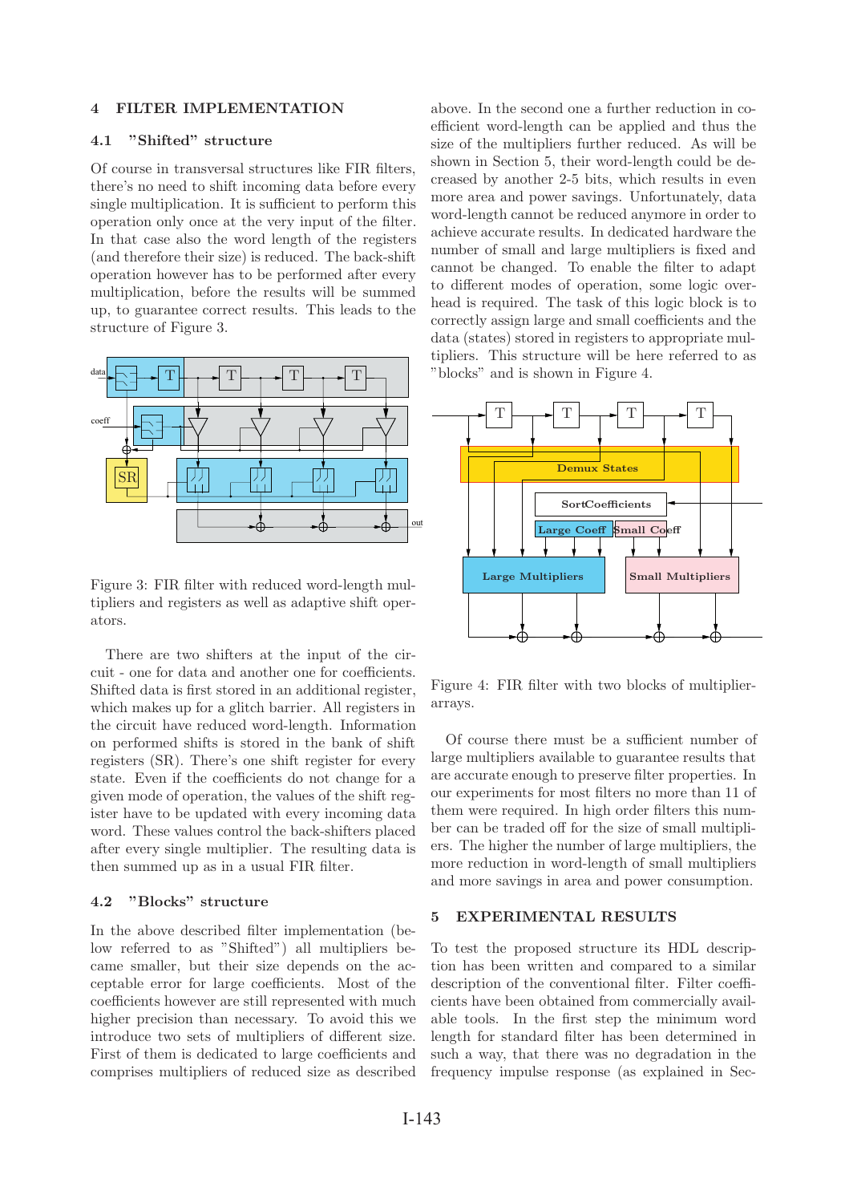## 4 FILTER IMPLEMENTATION

### 4.1 "Shifted" structure

Of course in transversal structures like FIR filters, there's no need to shift incoming data before every single multiplication. It is sufficient to perform this operation only once at the very input of the filter. In that case also the word length of the registers (and therefore their size) is reduced. The back-shift operation however has to be performed after every multiplication, before the results will be summed up, to guarantee correct results. This leads to the structure of Figure 3.

Figure 3: FIR filter with reduced word-length multipliers and registers as well as adaptive shift operators.

There are two shifters at the input of the circuit - one for data and another one for coefficients. Shifted data is first stored in an additional register, which makes up for a glitch barrier. All registers in the circuit have reduced word-length. Information on performed shifts is stored in the bank of shift registers (SR). There's one shift register for every state. Even if the coefficients do not change for a given mode of operation, the values of the shift register have to be updated with every incoming data word. These values control the back-shifters placed after every single multiplier. The resulting data is then summed up as in a usual FIR filter.

### 4.2 "Blocks" structure

In the above described filter implementation (below referred to as "Shifted") all multipliers became smaller, but their size depends on the acceptable error for large coefficients. Most of the coefficients however are still represented with much higher precision than necessary. To avoid this we introduce two sets of multipliers of different size. First of them is dedicated to large coefficients and comprises multipliers of reduced size as described above. In the second one a further reduction in coefficient word-length can be applied and thus the size of the multipliers further reduced. As will be shown in Section 5, their word-length could be decreased by another 2-5 bits, which results in even more area and power savings. Unfortunately, data word-length cannot be reduced anymore in order to achieve accurate results. In dedicated hardware the number of small and large multipliers is fixed and cannot be changed. To enable the filter to adapt to different modes of operation, some logic overhead is required. The task of this logic block is to correctly assign large and small coefficients and the data (states) stored in registers to appropriate multipliers. This structure will be here referred to as "blocks" and is shown in Figure 4.

Figure 4: FIR filter with two blocks of multiplier-arrays.

Of course there must be a sufficient number of large multipliers available to guarantee results that are accurate enough to preserve filter properties. In our experiments for most filters no more than 11 of them were required. In high order filters this number can be traded off for the size of small multipliers. The higher the number of large multipliers, the more reduction in word-length of small multipliers and more savings in area and power consumption.

## 5 EXPERIMENTAL RESULTS

To test the proposed structure its HDL description has been written and compared to a similar description of the conventional filter. Filter coefficients have been obtained from commercially available tools. In the first step the minimum word length for standard filter has been determined in such a way, that there was no degradation in the frequency impulse response (as explained in Sec-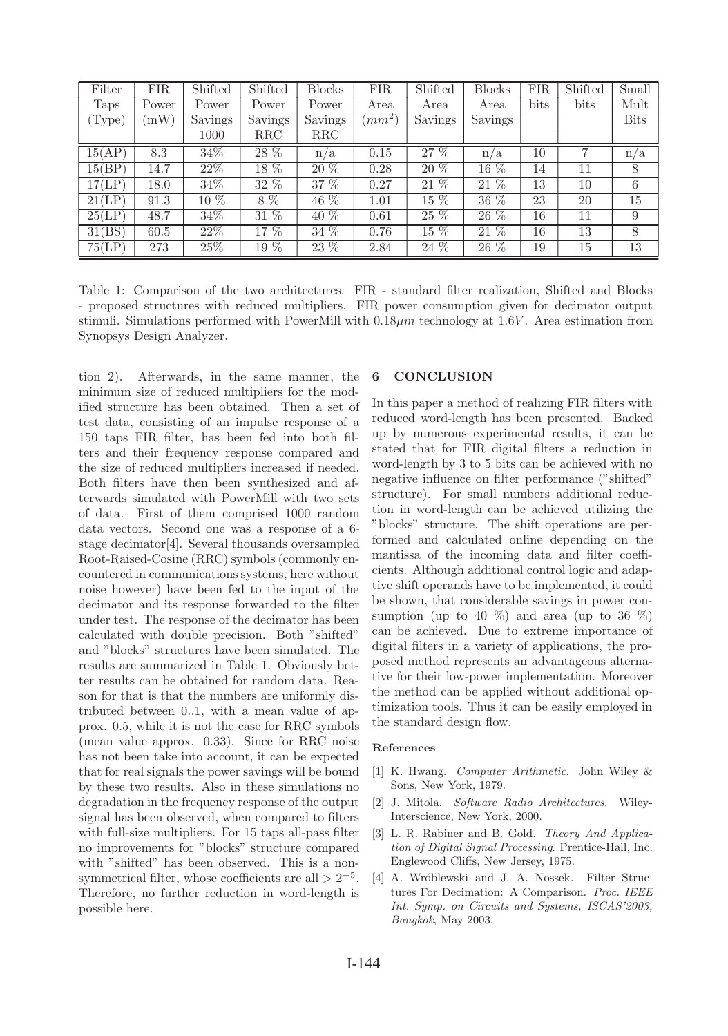| Filter Taps (Type) | FIR Power (mW) | Shifted Power Savings 1000 | Shifted Power Savings RRC | Blocks Power Savings RRC | FIR Area $(mm^2)$ | Shifted Area Savings | Blocks Area Savings | FIR bits | Shifted bits | Small Mult Bits |
|---|---|---|---|---|---|---|---|---|---|---|
| 15(AP) | 8.3 | 34% | 28 % | n/a | 0.15 | 27 % | n/a | 10 | 7 | n/a |
| 15(BP) | 14.7 | 22% | 18 % | 20 % | 0.28 | 20 % | 16 % | 14 | 11 | 8 |
| 17(LP) | 18.0 | 34% | 32 % | 37 % | 0.27 | 21 % | 21 % | 13 | 10 | 6 |
| 21(LP) | 91.3 | 10 % | 8 % | 46 % | 1.01 | 15 % | 36 % | 23 | 20 | 15 |
| 25(LP) | 48.7 | 34% | 31 % | 40 % | 0.61 | 25 % | 26 % | 16 | 11 | 9 |
| 31(BS) | 60.5 | 22% | 17 % | 34 % | 0.76 | 15 % | 21 % | 16 | 13 | 8 |
| 75(LP) | 273 | 25% | 19 % | 23 % | 2.84 | 24 % | 26 % | 19 | 15 | 13 |

Table 1: Comparison of the two architectures. FIR - standard filter realization, Shifted and Blocks - proposed structures with reduced multipliers. FIR power consumption given for decimator output stimuli. Simulations performed with PowerMill with $0.18\mu m$ technology at $1.6V$. Area estimation from Synopsys Design Analyzer.

tion 2). Afterwards, in the same manner, the minimum size of reduced multipliers for the modified structure has been obtained. Then a set of test data, consisting of an impulse response of a 150 taps FIR filter, has been fed into both filters and their frequency response compared and the size of reduced multipliers increased if needed. Both filters have then been synthesized and afterwards simulated with PowerMill with two sets of data. First of them comprised 1000 random data vectors. Second one was a response of a 6-stage decimator[4]. Several thousands oversampled Root-Raised-Cosine (RRC) symbols (commonly encountered in communications systems, here without noise however) have been fed to the input of the decimator and its response forwarded to the filter under test. The response of the decimator has been calculated with double precision. Both "shifted" and "blocks" structures have been simulated. The results are summarized in Table 1. Obviously better results can be obtained for random data. Reason for that is that the numbers are uniformly distributed between 0..1, with a mean value of approx. 0.5, while it is not the case for RRC symbols (mean value approx. 0.33). Since for RRC noise has not been take into account, it can be expected that for real signals the power savings will be bound by these two results. Also in these simulations no degradation in the frequency response of the output signal has been observed, when compared to filters with full-size multipliers. For 15 taps all-pass filter no improvements for "blocks" structure compared with "shifted" has been observed. This is a non-symmetrical filter, whose coefficients are all $> 2^{-5}$. Therefore, no further reduction in word-length is possible here.

## 6 CONCLUSION

In this paper a method of realizing FIR filters with reduced word-length has been presented. Backed up by numerous experimental results, it can be stated that for FIR digital filters a reduction in word-length by 3 to 5 bits can be achieved with no negative influence on filter performance ("shifted" structure). For small numbers additional reduction in word-length can be achieved utilizing the "blocks" structure. The shift operations are performed and calculated online depending on the mantissa of the incoming data and filter coefficients. Although additional control logic and adaptive shift operands have to be implemented, it could be shown, that considerable savings in power consumption (up to 40 %) and area (up to 36 %) can be achieved. Due to extreme importance of digital filters in a variety of applications, the proposed method represents an advantageous alternative for their low-power implementation. Moreover the method can be applied without additional optimization tools. Thus it can be easily employed in the standard design flow.

### References

[1] K. Hwang. *Computer Arithmetic*. John Wiley & Sons, New York, 1979.

[2] J. Mitola. *Software Radio Architectures*. Wiley-Interscience, New York, 2000.

[3] L. R. Rabiner and B. Gold. *Theory And Application of Digital Signal Processing*. Prentice-Hall, Inc. Englewood Cliffs, New Jersey, 1975.

[4] A. Wróblewski and J. A. Nossek. Filter Structures For Decimation: A Comparison. *Proc. IEEE Int. Symp. on Circuits and Systems, ISCAS'2003, Bangkok*, May 2003.